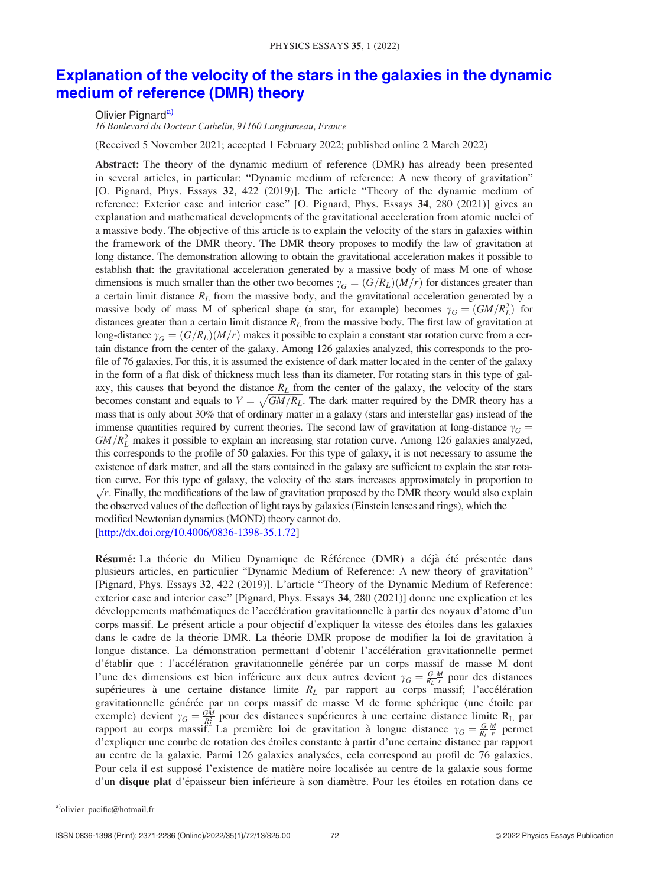# Explanation of the velocity of the stars in the galaxies in the dynamic medium of reference (DMR) theory

Olivier Pignard[a)]

*16 Boulevard du Docteur Cathelin, 91160 Longjumeau, France*

(Received 5 November 2021; accepted 1 February 2022; published online 2 March 2022)

**Abstract:** The theory of the dynamic medium of reference (DMR) has already been presented in several articles, in particular: "Dynamic medium of reference: A new theory of gravitation" [O. Pignard, Phys. Essays **32**, 422 (2019)]. The article "Theory of the dynamic medium of reference: Exterior case and interior case" [O. Pignard, Phys. Essays **34**, 280 (2021)] gives an explanation and mathematical developments of the gravitational acceleration from atomic nuclei of a massive body. The objective of this article is to explain the velocity of the stars in galaxies within the framework of the DMR theory. The DMR theory proposes to modify the law of gravitation at long distance. The demonstration allowing to obtain the gravitational acceleration makes it possible to establish that: the gravitational acceleration generated by a massive body of mass M one of whose dimensions is much smaller than the other two becomes $\gamma_G = (G/R_L)(M/r)$ for distances greater than a certain limit distance $R_L$ from the massive body, and the gravitational acceleration generated by a massive body of mass M of spherical shape (a star, for example) becomes $\gamma_G = (GM/R_L^2)$ for distances greater than a certain limit distance $R_L$ from the massive body. The first law of gravitation at long-distance $\gamma_G = (G/R_L)(M/r)$ makes it possible to explain a constant star rotation curve from a certain distance from the center of the galaxy. Among 126 galaxies analyzed, this corresponds to the profile of 76 galaxies. For this, it is assumed the existence of dark matter located in the center of the galaxy in the form of a flat disk of thickness much less than its diameter. For rotating stars in this type of galaxy, this causes that beyond the distance $R_L$ from the center of the galaxy, the velocity of the stars becomes constant and equals to $V = \sqrt{GM/R_L}$. The dark matter required by the DMR theory has a mass that is only about 30% that of ordinary matter in a galaxy (stars and interstellar gas) instead of the immense quantities required by current theories. The second law of gravitation at long-distance $\gamma_G = GM/R_L^2$ makes it possible to explain an increasing star rotation curve. Among 126 galaxies analyzed, this corresponds to the profile of 50 galaxies. For this type of galaxy, it is not necessary to assume the existence of dark matter, and all the stars contained in the galaxy are sufficient to explain the star rotation curve. For this type of galaxy, the velocity of the stars increases approximately in proportion to $\sqrt{r}$. Finally, the modifications of the law of gravitation proposed by the DMR theory would also explain the observed values of the deflection of light rays by galaxies (Einstein lenses and rings), which the modified Newtonian dynamics (MOND) theory cannot do.
[http://dx.doi.org/10.4006/0836-1398-35.1.72]

**Résumé:** La théorie du Milieu Dynamique de Référence (DMR) a déjà été présentée dans plusieurs articles, en particulier "Dynamic Medium of Reference: A new theory of gravitation" [Pignard, Phys. Essays **32**, 422 (2019)]. L'article "Theory of the Dynamic Medium of Reference: exterior case and interior case" [Pignard, Phys. Essays **34**, 280 (2021)] donne une explication et les développements mathématiques de l'accélération gravitationnelle à partir des noyaux d'atome d'un corps massif. Le présent article a pour objectif d'expliquer la vitesse des étoiles dans les galaxies dans le cadre de la théorie DMR. La théorie DMR propose de modifier la loi de gravitation à longue distance. La démonstration permettant d'obtenir l'accélération gravitationnelle permet d'établir que : l'accélération gravitationnelle générée par un corps massif de masse M dont l'une des dimensions est bien inférieure aux deux autres devient $\gamma_G = \frac{G}{R_L}\frac{M}{r}$ pour des distances supérieures à une certaine distance limite $R_L$ par rapport au corps massif; l'accélération gravitationnelle générée par un corps massif de masse M de forme sphérique (une étoile par exemple) devient $\gamma_G = \frac{GM}{R_L^2}$ pour des distances supérieures à une certaine distance limite $R_L$ par rapport au corps massif. La première loi de gravitation à longue distance $\gamma_G = \frac{G}{R_L}\frac{M}{r}$ permet d'expliquer une courbe de rotation des étoiles constante à partir d'une certaine distance par rapport au centre de la galaxie. Parmi 126 galaxies analysées, cela correspond au profil de 76 galaxies. Pour cela il est supposé l'existence de matière noire localisée au centre de la galaxie sous forme d'un **disque plat** d'épaisseur bien inférieure à son diamètre. Pour les étoiles en rotation dans ce

a)olivier_pacific@hotmail.fr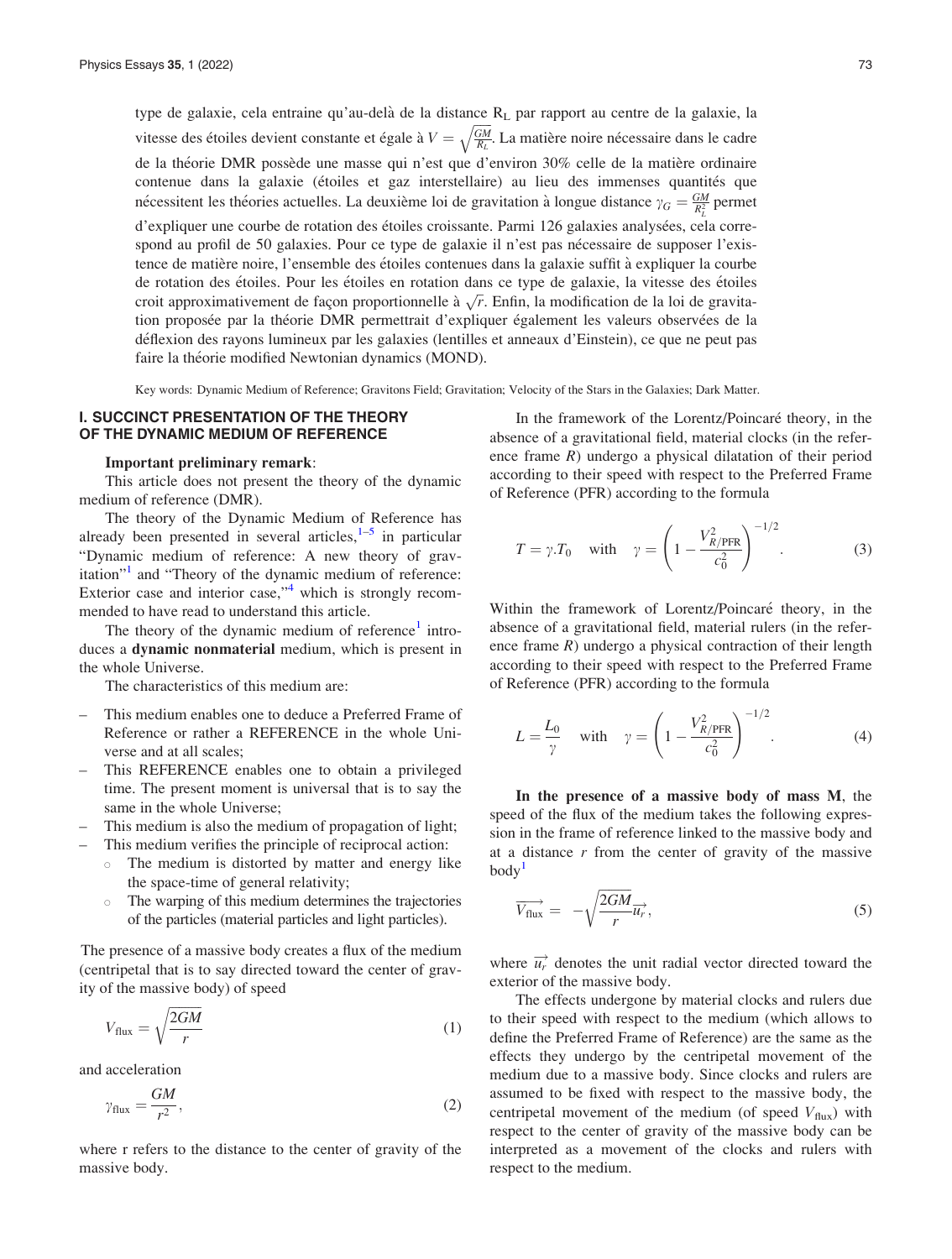type de galaxie, cela entraine qu'au-delà de la distance $R_L$ par rapport au centre de la galaxie, la vitesse des étoiles devient constante et égale à $V = \sqrt{\frac{GM}{R_L}}$. La matière noire nécessaire dans le cadre de la théorie DMR possède une masse qui n'est que d'environ 30% celle de la matière ordinaire contenue dans la galaxie (étoiles et gaz interstellaire) au lieu des immenses quantités que nécessitent les théories actuelles. La deuxième loi de gravitation à longue distance $\gamma_G = \frac{GM}{R_L^2}$ permet d'expliquer une courbe de rotation des étoiles croissante. Parmi 126 galaxies analysées, cela correspond au profil de 50 galaxies. Pour ce type de galaxie il n'est pas nécessaire de supposer l'existence de matière noire, l'ensemble des étoiles contenues dans la galaxie suffit à expliquer la courbe de rotation des étoiles. Pour les étoiles en rotation dans ce type de galaxie, la vitesse des étoiles croit approximativement de façon proportionnelle à $\sqrt{r}$. Enfin, la modification de la loi de gravitation proposée par la théorie DMR permettrait d'expliquer également les valeurs observées de la déflexion des rayons lumineux par les galaxies (lentilles et anneaux d'Einstein), ce que ne peut pas faire la théorie modified Newtonian dynamics (MOND).

Key words: Dynamic Medium of Reference; Gravitons Field; Gravitation; Velocity of the Stars in the Galaxies; Dark Matter.

## I. SUCCINCT PRESENTATION OF THE THEORY OF THE DYNAMIC MEDIUM OF REFERENCE

**Important preliminary remark**:

This article does not present the theory of the dynamic medium of reference (DMR).

The theory of the Dynamic Medium of Reference has already been presented in several articles,[1–5] in particular "Dynamic medium of reference: A new theory of gravitation"[1] and "Theory of the dynamic medium of reference: Exterior case and interior case,"[4] which is strongly recommended to have read to understand this article.

The theory of the dynamic medium of reference[1] introduces a **dynamic nonmaterial** medium, which is present in the whole Universe.

The characteristics of this medium are:

- This medium enables one to deduce a Preferred Frame of Reference or rather a REFERENCE in the whole Universe and at all scales;
- This REFERENCE enables one to obtain a privileged time. The present moment is universal that is to say the same in the whole Universe;
- This medium is also the medium of propagation of light;
- This medium verifies the principle of reciprocal action:
  - The medium is distorted by matter and energy like the space-time of general relativity;
  - The warping of this medium determines the trajectories of the particles (material particles and light particles).

The presence of a massive body creates a flux of the medium (centripetal that is to say directed toward the center of gravity of the massive body) of speed

$$V_{\text{flux}} = \sqrt{\frac{2GM}{r}} \tag{1}$$

and acceleration

$$\gamma_{\text{flux}} = \frac{GM}{r^2}, \tag{2}$$

where r refers to the distance to the center of gravity of the massive body.

In the framework of the Lorentz/Poincaré theory, in the absence of a gravitational field, material clocks (in the reference frame $R$) undergo a physical dilatation of their period according to their speed with respect to the Preferred Frame of Reference (PFR) according to the formula

$$T = \gamma . T_0 \quad \text{with} \quad \gamma = \left(1 - \frac{V_{R/\text{PFR}}^2}{c_0^2}\right)^{-1/2}. \tag{3}$$

Within the framework of Lorentz/Poincaré theory, in the absence of a gravitational field, material rulers (in the reference frame $R$) undergo a physical contraction of their length according to their speed with respect to the Preferred Frame of Reference (PFR) according to the formula

$$L = \frac{L_0}{\gamma} \quad \text{with} \quad \gamma = \left(1 - \frac{V_{R/\text{PFR}}^2}{c_0^2}\right)^{-1/2}. \tag{4}$$

**In the presence of a massive body of mass M**, the speed of the flux of the medium takes the following expression in the frame of reference linked to the massive body and at a distance $r$ from the center of gravity of the massive body[1]

$$\overrightarrow{V_{\text{flux}}} = -\sqrt{\frac{2GM}{r}}\overrightarrow{u_r}, \tag{5}$$

where $\overrightarrow{u_r}$ denotes the unit radial vector directed toward the exterior of the massive body.

The effects undergone by material clocks and rulers due to their speed with respect to the medium (which allows to define the Preferred Frame of Reference) are the same as the effects they undergo by the centripetal movement of the medium due to a massive body. Since clocks and rulers are assumed to be fixed with respect to the massive body, the centripetal movement of the medium (of speed $V_{\text{flux}}$) with respect to the center of gravity of the massive body can be interpreted as a movement of the clocks and rulers with respect to the medium.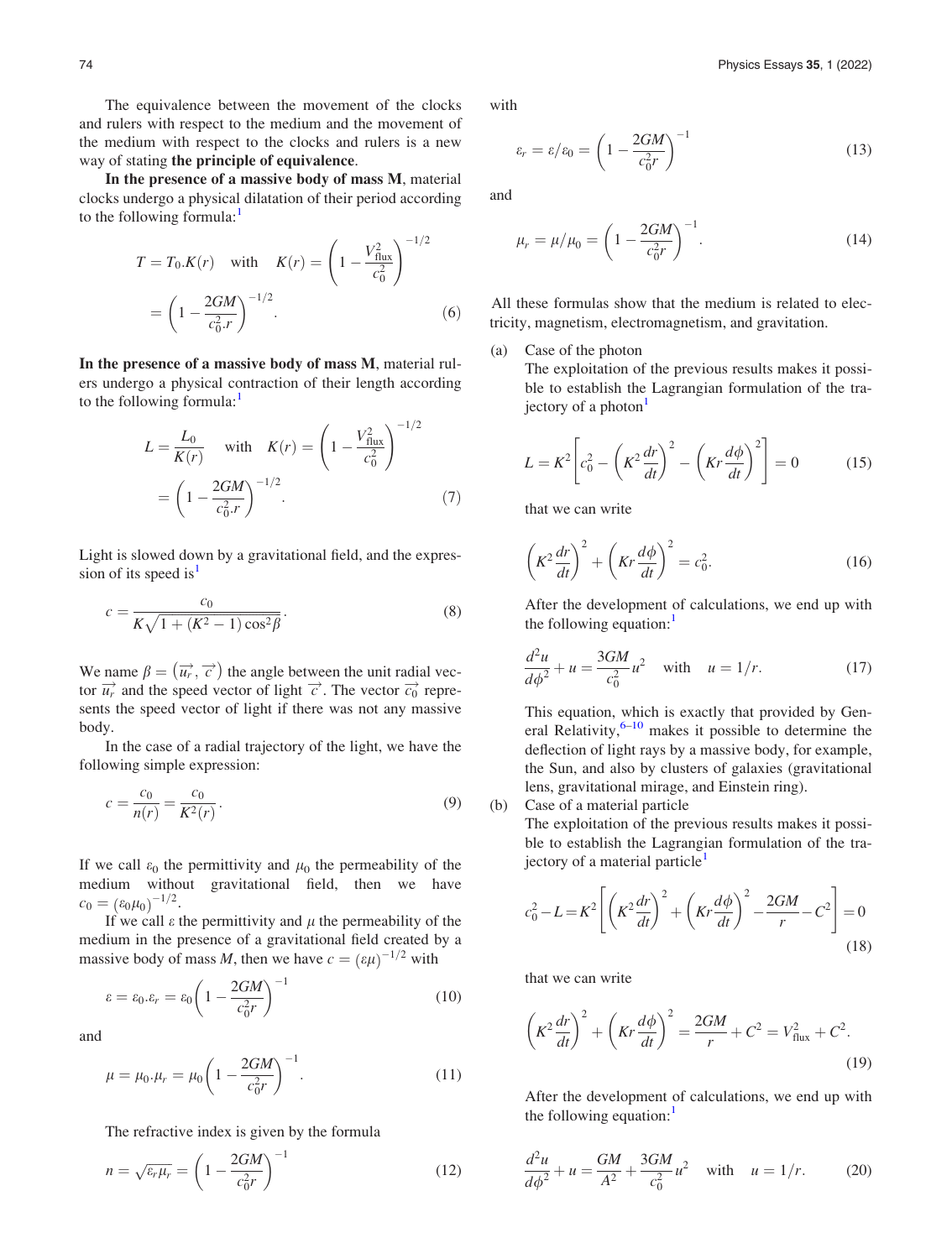The equivalence between the movement of the clocks and rulers with respect to the medium and the movement of the medium with respect to the clocks and rulers is a new way of stating **the principle of equivalence**.

**In the presence of a massive body of mass M**, material clocks undergo a physical dilatation of their period according to the following formula:[1]

$$T = T_0.K(r) \quad \text{with} \quad K(r) = \left(1 - \frac{V_{\text{flux}}^2}{c_0^2}\right)^{-1/2} = \left(1 - \frac{2GM}{c_0^2.r}\right)^{-1/2}. \tag{6}$$

**In the presence of a massive body of mass M**, material rulers undergo a physical contraction of their length according to the following formula:[1]

$$L = \frac{L_0}{K(r)} \quad \text{with} \quad K(r) = \left(1 - \frac{V_{\text{flux}}^2}{c_0^2}\right)^{-1/2} = \left(1 - \frac{2GM}{c_0^2.r}\right)^{-1/2}. \tag{7}$$

Light is slowed down by a gravitational field, and the expression of its speed is[1]

$$c = \frac{c_0}{K\sqrt{1 + (K^2 - 1)\cos^2\beta}}. \tag{8}$$

We name $\beta = (\overrightarrow{u_r}, \overrightarrow{c})$ the angle between the unit radial vector $\overrightarrow{u_r}$ and the speed vector of light $\overrightarrow{c}$. The vector $\overrightarrow{c_0}$ represents the speed vector of light if there was not any massive body.

In the case of a radial trajectory of the light, we have the following simple expression:

$$c = \frac{c_0}{n(r)} = \frac{c_0}{K^2(r)}. \tag{9}$$

If we call $\varepsilon_0$ the permittivity and $\mu_0$ the permeability of the medium without gravitational field, then we have $c_0 = (\varepsilon_0 \mu_0)^{-1/2}$.

If we call $\varepsilon$ the permittivity and $\mu$ the permeability of the medium in the presence of a gravitational field created by a massive body of mass $M$, then we have $c = (\varepsilon\mu)^{-1/2}$ with

$$\varepsilon = \varepsilon_0.\varepsilon_r = \varepsilon_0\left(1 - \frac{2GM}{c_0^2 r}\right)^{-1} \tag{10}$$

and

$$\mu = \mu_0.\mu_r = \mu_0\left(1 - \frac{2GM}{c_0^2 r}\right)^{-1}. \tag{11}$$

The refractive index is given by the formula

$$n = \sqrt{\varepsilon_r \mu_r} = \left(1 - \frac{2GM}{c_0^2 r}\right)^{-1} \tag{12}$$

with

$$\varepsilon_r = \varepsilon/\varepsilon_0 = \left(1 - \frac{2GM}{c_0^2 r}\right)^{-1} \tag{13}$$

and

$$\mu_r = \mu/\mu_0 = \left(1 - \frac{2GM}{c_0^2 r}\right)^{-1}. \tag{14}$$

All these formulas show that the medium is related to electricity, magnetism, electromagnetism, and gravitation.

(a) Case of the photon

The exploitation of the previous results makes it possible to establish the Lagrangian formulation of the trajectory of a photon[1]

$$L = K^2\left[c_0^2 - \left(K^2\frac{dr}{dt}\right)^2 - \left(Kr\frac{d\phi}{dt}\right)^2\right] = 0 \tag{15}$$

that we can write

$$\left(K^2\frac{dr}{dt}\right)^2 + \left(Kr\frac{d\phi}{dt}\right)^2 = c_0^2. \tag{16}$$

After the development of calculations, we end up with the following equation:[1]

$$\frac{d^2u}{d\phi^2} + u = \frac{3GM}{c_0^2}u^2 \quad \text{with} \quad u = 1/r. \tag{17}$$

This equation, which is exactly that provided by General Relativity,[6–10] makes it possible to determine the deflection of light rays by a massive body, for example, the Sun, and also by clusters of galaxies (gravitational lens, gravitational mirage, and Einstein ring).

(b) Case of a material particle

The exploitation of the previous results makes it possible to establish the Lagrangian formulation of the trajectory of a material particle[1]

$$c_0^2 - L = K^2\left[\left(K^2\frac{dr}{dt}\right)^2 + \left(Kr\frac{d\phi}{dt}\right)^2 - \frac{2GM}{r} - C^2\right] = 0 \tag{18}$$

that we can write

$$\left(K^2\frac{dr}{dt}\right)^2 + \left(Kr\frac{d\phi}{dt}\right)^2 = \frac{2GM}{r} + C^2 = V_{\text{flux}}^2 + C^2. \tag{19}$$

After the development of calculations, we end up with the following equation:[1]

$$\frac{d^2u}{d\phi^2} + u = \frac{GM}{A^2} + \frac{3GM}{c_0^2}u^2 \quad \text{with} \quad u = 1/r. \tag{20}$$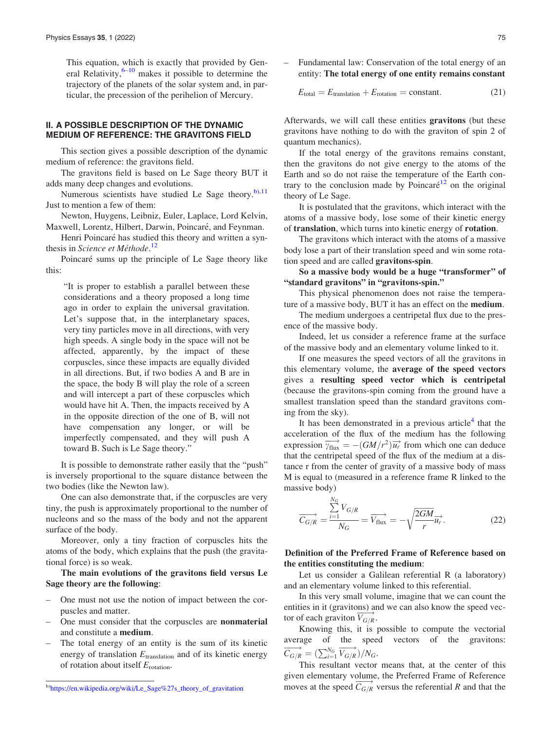This equation, which is exactly that provided by General Relativity,[6–10] makes it possible to determine the trajectory of the planets of the solar system and, in particular, the precession of the perihelion of Mercury.

## II. A POSSIBLE DESCRIPTION OF THE DYNAMIC MEDIUM OF REFERENCE: THE GRAVITONS FIELD

This section gives a possible description of the dynamic medium of reference: the gravitons field.

The gravitons field is based on Le Sage theory BUT it adds many deep changes and evolutions.

Numerous scientists have studied Le Sage theory.[b),11] Just to mention a few of them:

Newton, Huygens, Leibniz, Euler, Laplace, Lord Kelvin, Maxwell, Lorentz, Hilbert, Darwin, Poincaré, and Feynman.

Henri Poincaré has studied this theory and written a synthesis in *Science et Méthode*.[12]

Poincaré sums up the principle of Le Sage theory like this:

> "It is proper to establish a parallel between these considerations and a theory proposed a long time ago in order to explain the universal gravitation. Let's suppose that, in the interplanetary spaces, very tiny particles move in all directions, with very high speeds. A single body in the space will not be affected, apparently, by the impact of these corpuscles, since these impacts are equally divided in all directions. But, if two bodies A and B are in the space, the body B will play the role of a screen and will intercept a part of these corpuscles which would have hit A. Then, the impacts received by A in the opposite direction of the one of B, will not have compensation any longer, or will be imperfectly compensated, and they will push A toward B. Such is Le Sage theory."

It is possible to demonstrate rather easily that the "push" is inversely proportional to the square distance between the two bodies (like the Newton law).

One can also demonstrate that, if the corpuscles are very tiny, the push is approximately proportional to the number of nucleons and so the mass of the body and not the apparent surface of the body.

Moreover, only a tiny fraction of corpuscles hits the atoms of the body, which explains that the push (the gravitational force) is so weak.

**The main evolutions of the gravitons field versus Le Sage theory are the following**:

- One must not use the notion of impact between the corpuscles and matter.
- One must consider that the corpuscles are **nonmaterial** and constitute a **medium**.
- The total energy of an entity is the sum of its kinetic energy of translation $E_{\text{translation}}$ and of its kinetic energy of rotation about itself $E_{\text{rotation}}$.
- Fundamental law: Conservation of the total energy of an entity: **The total energy of one entity remains constant**

$$E_{\text{total}} = E_{\text{translation}} + E_{\text{rotation}} = \text{constant}. \tag{21}$$

Afterwards, we will call these entities **gravitons** (but these gravitons have nothing to do with the graviton of spin 2 of quantum mechanics).

If the total energy of the gravitons remains constant, then the gravitons do not give energy to the atoms of the Earth and so do not raise the temperature of the Earth contrary to the conclusion made by Poincaré[12] on the original theory of Le Sage.

It is postulated that the gravitons, which interact with the atoms of a massive body, lose some of their kinetic energy of **translation**, which turns into kinetic energy of **rotation**.

The gravitons which interact with the atoms of a massive body lose a part of their translation speed and win some rotation speed and are called **gravitons-spin**.

**So a massive body would be a huge "transformer" of "standard gravitons" in "gravitons-spin."**

This physical phenomenon does not raise the temperature of a massive body, BUT it has an effect on the **medium**.

The medium undergoes a centripetal flux due to the presence of the massive body.

Indeed, let us consider a reference frame at the surface of the massive body and an elementary volume linked to it.

If one measures the speed vectors of all the gravitons in this elementary volume, the **average of the speed vectors** gives a **resulting speed vector which is centripetal** (because the gravitons-spin coming from the ground have a smallest translation speed than the standard gravitons coming from the sky).

It has been demonstrated in a previous article[4] that the acceleration of the flux of the medium has the following expression $\overrightarrow{\gamma_{\text{flux}}} = -(GM/r^2)\overrightarrow{u_r}$ from which one can deduce that the centripetal speed of the flux of the medium at a distance r from the center of gravity of a massive body of mass M is equal to (measured in a reference frame R linked to the massive body)

$$\overrightarrow{C_{G/R}} = \frac{\sum_{i=1}^{N_G} V_{G/R}}{N_G} = \overrightarrow{V_{\text{flux}}} = -\sqrt{\frac{2GM}{r}}\overrightarrow{u_r}. \tag{22}$$

**Definition of the Preferred Frame of Reference based on the entities constituting the medium**:

Let us consider a Galilean referential R (a laboratory) and an elementary volume linked to this referential.

In this very small volume, imagine that we can count the entities in it (gravitons) and we can also know the speed vector of each graviton $\overrightarrow{V_{G/R}}$.

Knowing this, it is possible to compute the vectorial average of the speed vectors of the gravitons: $\overrightarrow{C_{G/R}} = (\sum_{i=1}^{N_G} \overrightarrow{V_{G/R}})/N_G$.

This resultant vector means that, at the center of this given elementary volume, the Preferred Frame of Reference moves at the speed $\overrightarrow{C_{G/R}}$ versus the referential $R$ and that the

b) https://en.wikipedia.org/wiki/Le_Sage%27s_theory_of_gravitation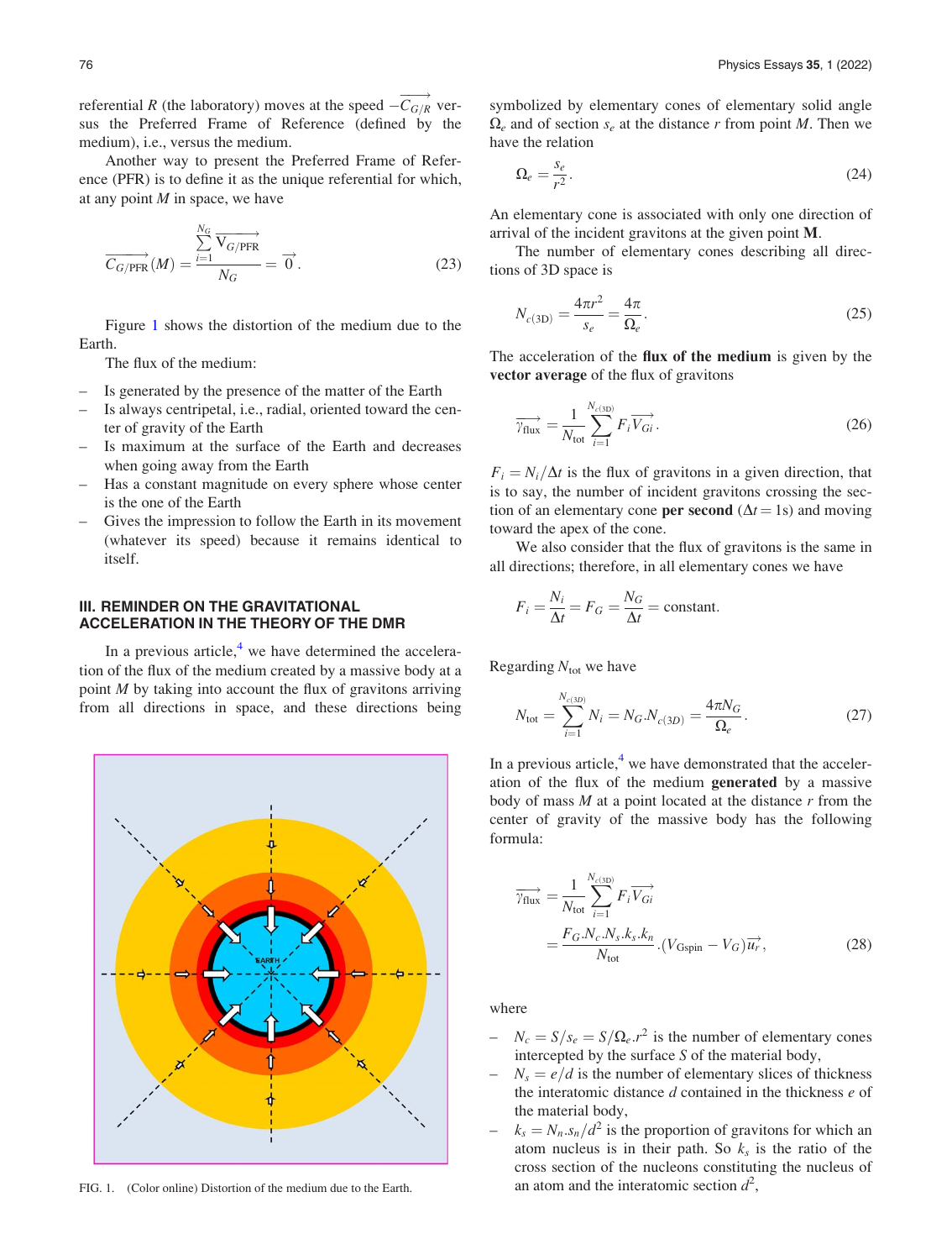referential $R$ (the laboratory) moves at the speed $-\overrightarrow{C_{G/R}}$ versus the Preferred Frame of Reference (defined by the medium), i.e., versus the medium.

Another way to present the Preferred Frame of Reference (PFR) is to define it as the unique referential for which, at any point $M$ in space, we have

$$\overrightarrow{C_{G/\mathrm{PFR}}}(M) = \frac{\sum_{i=1}^{N_G} \overrightarrow{V_{G/\mathrm{PFR}}}}{N_G} = \vec{0}. \tag{23}$$

Figure 1 shows the distortion of the medium due to the Earth.

The flux of the medium:

- Is generated by the presence of the matter of the Earth
- Is always centripetal, i.e., radial, oriented toward the center of gravity of the Earth
- Is maximum at the surface of the Earth and decreases when going away from the Earth
- Has a constant magnitude on every sphere whose center is the one of the Earth
- Gives the impression to follow the Earth in its movement (whatever its speed) because it remains identical to itself.

FIG. 1. (Color online) Distortion of the medium due to the Earth.

## III. REMINDER ON THE GRAVITATIONAL ACCELERATION IN THE THEORY OF THE DMR

In a previous article,[4] we have determined the acceleration of the flux of the medium created by a massive body at a point $M$ by taking into account the flux of gravitons arriving from all directions in space, and these directions being symbolized by elementary cones of elementary solid angle $\Omega_e$ and of section $s_e$ at the distance $r$ from point $M$. Then we have the relation

$$\Omega_e = \frac{s_e}{r^2}. \tag{24}$$

An elementary cone is associated with only one direction of arrival of the incident gravitons at the given point **M**.

The number of elementary cones describing all directions of 3D space is

$$N_{c(3\mathrm{D})} = \frac{4\pi r^2}{s_e} = \frac{4\pi}{\Omega_e}. \tag{25}$$

The acceleration of the **flux of the medium** is given by the **vector average** of the flux of gravitons

$$\overrightarrow{\gamma_{\mathrm{flux}}} = \frac{1}{N_{\mathrm{tot}}} \sum_{i=1}^{N_{c(3\mathrm{D})}} F_i \overrightarrow{V_{Gi}}. \tag{26}$$

$F_i = N_i/\Delta t$ is the flux of gravitons in a given direction, that is to say, the number of incident gravitons crossing the section of an elementary cone **per second** ($\Delta t = 1\mathrm{s}$) and moving toward the apex of the cone.

We also consider that the flux of gravitons is the same in all directions; therefore, in all elementary cones we have

$$F_i = \frac{N_i}{\Delta t} = F_G = \frac{N_G}{\Delta t} = \text{constant.}$$

Regarding $N_{\mathrm{tot}}$ we have

$$N_{\mathrm{tot}} = \sum_{i=1}^{N_{c(3D)}} N_i = N_G . N_{c(3\mathrm{D})} = \frac{4\pi N_G}{\Omega_e}. \tag{27}$$

In a previous article,[4] we have demonstrated that the acceleration of the flux of the medium **generated** by a massive body of mass $M$ at a point located at the distance $r$ from the center of gravity of the massive body has the following formula:

$$\begin{aligned}\overrightarrow{\gamma_{\mathrm{flux}}} &= \frac{1}{N_{\mathrm{tot}}} \sum_{i=1}^{N_{c(3\mathrm{D})}} F_i \overrightarrow{V_{Gi}} \\ &= \frac{F_G.N_c.N_s.k_s.k_n}{N_{\mathrm{tot}}}.(V_{\mathrm{Gspin}} - V_G)\overrightarrow{u_r},\end{aligned} \tag{28}$$

where

- $N_c = S/s_e = S/\Omega_e.r^2$ is the number of elementary cones intercepted by the surface $S$ of the material body,
- $N_s = e/d$ is the number of elementary slices of thickness the interatomic distance $d$ contained in the thickness $e$ of the material body,
- $k_s = N_n.s_n/d^2$ is the proportion of gravitons for which an atom nucleus is in their path. So $k_s$ is the ratio of the cross section of the nucleons constituting the nucleus of an atom and the interatomic section $d^2$,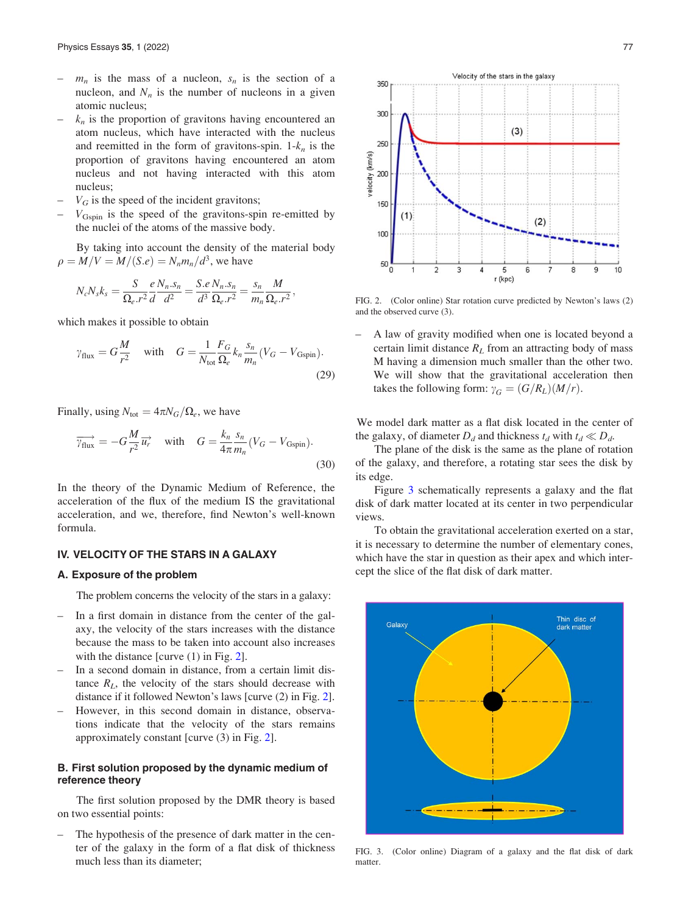- $m_n$ is the mass of a nucleon, $s_n$ is the section of a nucleon, and $N_n$ is the number of nucleons in a given atomic nucleus;
- $k_n$ is the proportion of gravitons having encountered an atom nucleus, which have interacted with the nucleus and reemitted in the form of gravitons-spin. $1\text{-}k_n$ is the proportion of gravitons having encountered an atom nucleus and not having interacted with this atom nucleus;
- $V_G$ is the speed of the incident gravitons;
- $V_{\mathrm{Gspin}}$ is the speed of the gravitons-spin re-emitted by the nuclei of the atoms of the massive body.

By taking into account the density of the material body $\rho = M/V = M/(S.e) = N_n m_n/d^3$, we have

$$N_c N_s k_s = \frac{S}{\Omega_e . r^2}\frac{e}{d}\frac{N_n . s_n}{d^2} = \frac{S.e}{d^3}\frac{N_n . s_n}{\Omega_e . r^2} = \frac{s_n}{m_n}\frac{M}{\Omega_e . r^2},$$

which makes it possible to obtain

$$\gamma_{\mathrm{flux}} = G\frac{M}{r^2} \quad \text{with} \quad G = \frac{1}{N_{\mathrm{tot}}}\frac{F_G}{\Omega_e}k_n\frac{s_n}{m_n}(V_G - V_{\mathrm{Gspin}}). \tag{29}$$

Finally, using $N_{\mathrm{tot}} = 4\pi N_G/\Omega_e$, we have

$$\overrightarrow{\gamma_{\mathrm{flux}}} = -G\frac{M}{r^2}\overrightarrow{u_r} \quad \text{with} \quad G = \frac{k_n}{4\pi}\frac{s_n}{m_n}(V_G - V_{\mathrm{Gspin}}). \tag{30}$$

In the theory of the Dynamic Medium of Reference, the acceleration of the flux of the medium IS the gravitational acceleration, and we, therefore, find Newton's well-known formula.

## IV. VELOCITY OF THE STARS IN A GALAXY

### A. Exposure of the problem

The problem concerns the velocity of the stars in a galaxy:

- In a first domain in distance from the center of the galaxy, the velocity of the stars increases with the distance because the mass to be taken into account also increases with the distance [curve (1) in Fig. 2].
- In a second domain in distance, from a certain limit distance $R_L$, the velocity of the stars should decrease with distance if it followed Newton's laws [curve (2) in Fig. 2].
- However, in this second domain in distance, observations indicate that the velocity of the stars remains approximately constant [curve (3) in Fig. 2].

### B. First solution proposed by the dynamic medium of reference theory

The first solution proposed by the DMR theory is based on two essential points:

- The hypothesis of the presence of dark matter in the center of the galaxy in the form of a flat disk of thickness much less than its diameter;

FIG. 2. (Color online) Star rotation curve predicted by Newton's laws (2) and the observed curve (3).

- A law of gravity modified when one is located beyond a certain limit distance $R_L$ from an attracting body of mass M having a dimension much smaller than the other two. We will show that the gravitational acceleration then takes the following form: $\gamma_G = (G/R_L)(M/r)$.

We model dark matter as a flat disk located in the center of the galaxy, of diameter $D_d$ and thickness $t_d$ with $t_d \ll D_d$.

The plane of the disk is the same as the plane of rotation of the galaxy, and therefore, a rotating star sees the disk by its edge.

Figure 3 schematically represents a galaxy and the flat disk of dark matter located at its center in two perpendicular views.

To obtain the gravitational acceleration exerted on a star, it is necessary to determine the number of elementary cones, which have the star in question as their apex and which intercept the slice of the flat disk of dark matter.

FIG. 3. (Color online) Diagram of a galaxy and the flat disk of dark matter.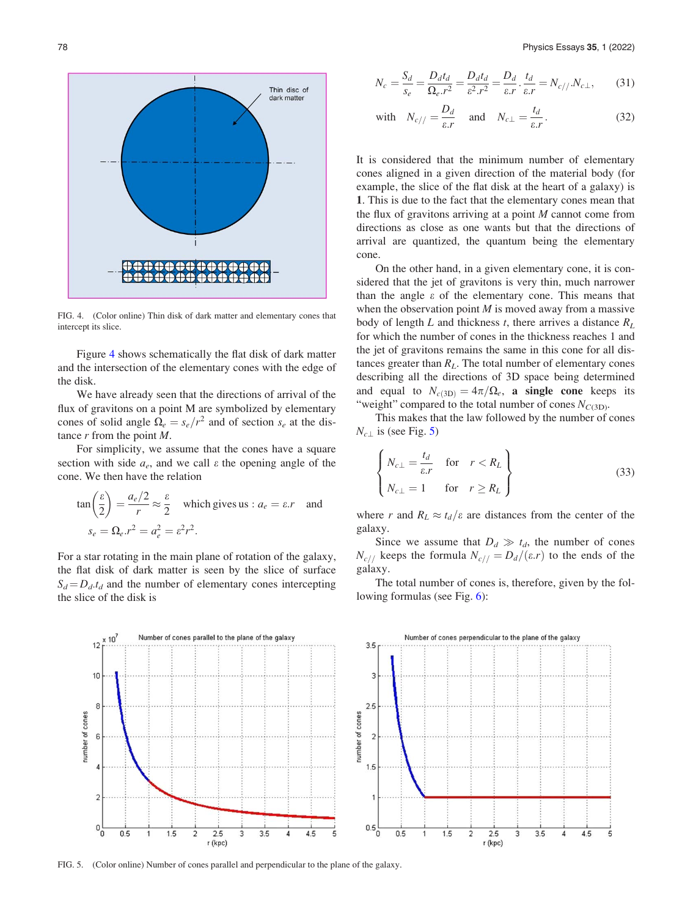FIG. 4. (Color online) Thin disk of dark matter and elementary cones that intercept its slice.

Figure 4 shows schematically the flat disk of dark matter and the intersection of the elementary cones with the edge of the disk.

We have already seen that the directions of arrival of the flux of gravitons on a point M are symbolized by elementary cones of solid angle $\Omega_e = s_e/r^2$ and of section $s_e$ at the distance $r$ from the point $M$.

For simplicity, we assume that the cones have a square section with side $a_e$, and we call $\varepsilon$ the opening angle of the cone. We then have the relation

$$\tan\left(\frac{\varepsilon}{2}\right) = \frac{a_e/2}{r} \approx \frac{\varepsilon}{2} \quad \text{which gives us} : a_e = \varepsilon.r \quad \text{and}$$
$$s_e = \Omega_e.r^2 = a_e^2 = \varepsilon^2 r^2.$$

For a star rotating in the main plane of rotation of the galaxy, the flat disk of dark matter is seen by the slice of surface $S_d = D_d.t_d$ and the number of elementary cones intercepting the slice of the disk is

$$N_c = \frac{S_d}{s_e} = \frac{D_d t_d}{\Omega_e.r^2} = \frac{D_d t_d}{\varepsilon^2.r^2} = \frac{D_d}{\varepsilon.r}\cdot\frac{t_d}{\varepsilon.r} = N_{c//}.N_{c\perp}, \tag{31}$$

$$\text{with} \quad N_{c//} = \frac{D_d}{\varepsilon.r} \quad \text{and} \quad N_{c\perp} = \frac{t_d}{\varepsilon.r}. \tag{32}$$

It is considered that the minimum number of elementary cones aligned in a given direction of the material body (for example, the slice of the flat disk at the heart of a galaxy) is **1**. This is due to the fact that the elementary cones mean that the flux of gravitons arriving at a point $M$ cannot come from directions as close as one wants but that the directions of arrival are quantized, the quantum being the elementary cone.

On the other hand, in a given elementary cone, it is considered that the jet of gravitons is very thin, much narrower than the angle $\varepsilon$ of the elementary cone. This means that when the observation point $M$ is moved away from a massive body of length $L$ and thickness $t$, there arrives a distance $R_L$ for which the number of cones in the thickness reaches 1 and the jet of gravitons remains the same in this cone for all distances greater than $R_L$. The total number of elementary cones describing all the directions of 3D space being determined and equal to $N_{c(3D)} = 4\pi/\Omega_e$, **a single cone** keeps its "weight" compared to the total number of cones $N_{C(3D)}$.

This makes that the law followed by the number of cones $N_{c\perp}$ is (see Fig. 5)

$$\left\{\begin{aligned} N_{c\perp} &= \frac{t_d}{\varepsilon.r} \quad \text{for} \quad r < R_L \\ N_{c\perp} &= 1 \quad \text{for} \quad r \geq R_L \end{aligned}\right\} \tag{33}$$

where $r$ and $R_L \approx t_d/\varepsilon$ are distances from the center of the galaxy.

Since we assume that $D_d \gg t_d$, the number of cones $N_{c//}$ keeps the formula $N_{c//} = D_d/(\varepsilon.r)$ to the ends of the galaxy.

The total number of cones is, therefore, given by the following formulas (see Fig. 6):

FIG. 5. (Color online) Number of cones parallel and perpendicular to the plane of the galaxy.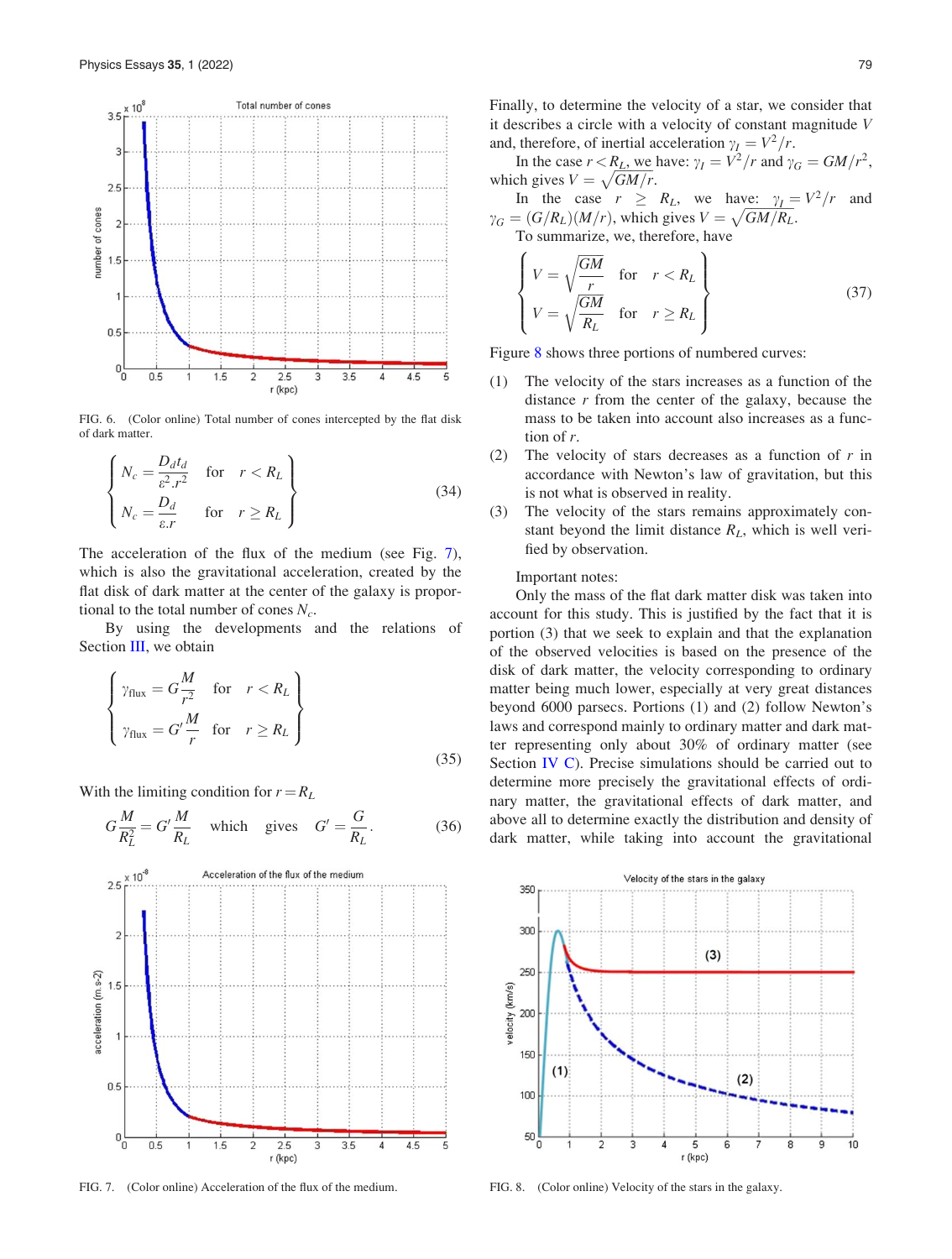FIG. 6. (Color online) Total number of cones intercepted by the flat disk of dark matter.

$$\left\{ \begin{array}{ll} N_c = \dfrac{D_d t_d}{\varepsilon^2 . r^2} & \text{for} \quad r < R_L \\ N_c = \dfrac{D_d}{\varepsilon . r} & \text{for} \quad r \geq R_L \end{array} \right\} \tag{34}$$

The acceleration of the flux of the medium (see Fig. 7), which is also the gravitational acceleration, created by the flat disk of dark matter at the center of the galaxy is proportional to the total number of cones $N_c$.

By using the developments and the relations of Section III, we obtain

$$\left\{ \begin{array}{ll} \gamma_{\text{flux}} = G\dfrac{M}{r^2} & \text{for} \quad r < R_L \\ \gamma_{\text{flux}} = G'\dfrac{M}{r} & \text{for} \quad r \geq R_L \end{array} \right\} \tag{35}$$

With the limiting condition for $r = R_L$

$$G\frac{M}{R_L^2} = G'\frac{M}{R_L} \quad \text{which gives} \quad G' = \frac{G}{R_L}. \tag{36}$$

FIG. 7. (Color online) Acceleration of the flux of the medium.

Finally, to determine the velocity of a star, we consider that it describes a circle with a velocity of constant magnitude $V$ and, therefore, of inertial acceleration $\gamma_I = V^2/r$.

In the case $r < R_L$, we have: $\gamma_I = V^2/r$ and $\gamma_G = GM/r^2$, which gives $V = \sqrt{GM/r}$.

In the case $r \geq R_L$, we have: $\gamma_I = V^2/r$ and $\gamma_G = (G/R_L)(M/r)$, which gives $V = \sqrt{GM/R_L}$.

To summarize, we, therefore, have

$$\left\{ \begin{array}{ll} V = \sqrt{\dfrac{GM}{r}} & \text{for} \quad r < R_L \\ V = \sqrt{\dfrac{GM}{R_L}} & \text{for} \quad r \geq R_L \end{array} \right\} \tag{37}$$

Figure 8 shows three portions of numbered curves:

(1) The velocity of the stars increases as a function of the distance $r$ from the center of the galaxy, because the mass to be taken into account also increases as a function of $r$.

(2) The velocity of stars decreases as a function of $r$ in accordance with Newton's law of gravitation, but this is not what is observed in reality.

(3) The velocity of the stars remains approximately constant beyond the limit distance $R_L$, which is well verified by observation.

Important notes:

Only the mass of the flat dark matter disk was taken into account for this study. This is justified by the fact that it is portion (3) that we seek to explain and that the explanation of the observed velocities is based on the presence of the disk of dark matter, the velocity corresponding to ordinary matter being much lower, especially at very great distances beyond 6000 parsecs. Portions (1) and (2) follow Newton's laws and correspond mainly to ordinary matter and dark matter representing only about 30% of ordinary matter (see Section IV C). Precise simulations should be carried out to determine more precisely the gravitational effects of ordinary matter, the gravitational effects of dark matter, and above all to determine exactly the distribution and density of dark matter, while taking into account the gravitational

FIG. 8. (Color online) Velocity of the stars in the galaxy.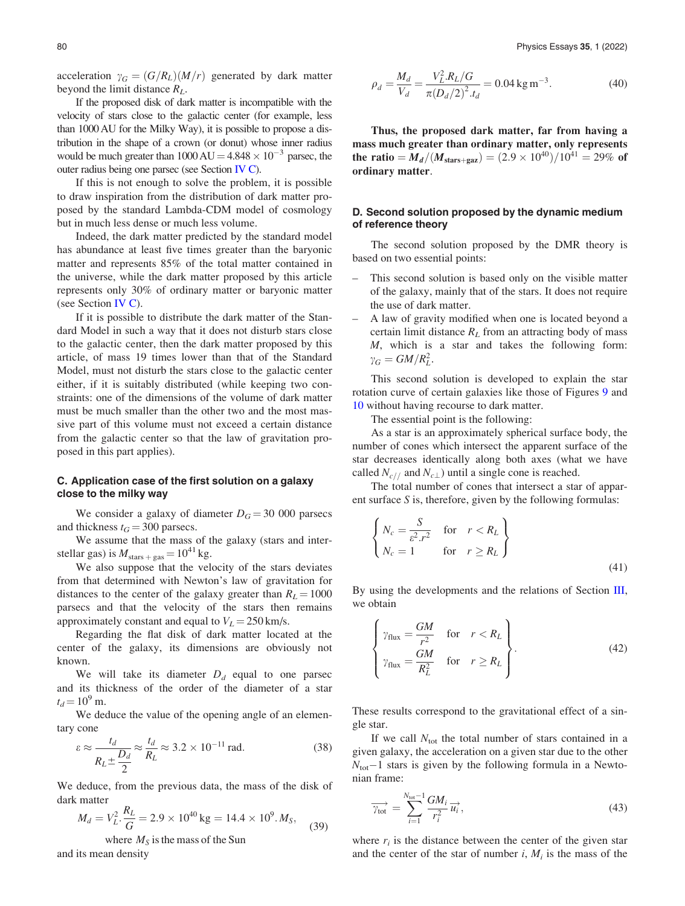acceleration $\gamma_G = (G/R_L)(M/r)$ generated by dark matter beyond the limit distance $R_L$.

If the proposed disk of dark matter is incompatible with the velocity of stars close to the galactic center (for example, less than 1000 AU for the Milky Way), it is possible to propose a distribution in the shape of a crown (or donut) whose inner radius would be much greater than $1000\,\text{AU} = 4.848 \times 10^{-3}$ parsec, the outer radius being one parsec (see Section IV C).

If this is not enough to solve the problem, it is possible to draw inspiration from the distribution of dark matter proposed by the standard Lambda-CDM model of cosmology but in much less dense or much less volume.

Indeed, the dark matter predicted by the standard model has abundance at least five times greater than the baryonic matter and represents 85% of the total matter contained in the universe, while the dark matter proposed by this article represents only 30% of ordinary matter or baryonic matter (see Section IV C).

If it is possible to distribute the dark matter of the Standard Model in such a way that it does not disturb stars close to the galactic center, then the dark matter proposed by this article, of mass 19 times lower than that of the Standard Model, must not disturb the stars close to the galactic center either, if it is suitably distributed (while keeping two constraints: one of the dimensions of the volume of dark matter must be much smaller than the other two and the most massive part of this volume must not exceed a certain distance from the galactic center so that the law of gravitation proposed in this part applies).

### C. Application case of the first solution on a galaxy close to the milky way

We consider a galaxy of diameter $D_G = 30\,000$ parsecs and thickness $t_G = 300$ parsecs.

We assume that the mass of the galaxy (stars and interstellar gas) is $M_{\text{stars + gas}} = 10^{41}$ kg.

We also suppose that the velocity of the stars deviates from that determined with Newton's law of gravitation for distances to the center of the galaxy greater than $R_L = 1000$ parsecs and that the velocity of the stars then remains approximately constant and equal to $V_L = 250$ km/s.

Regarding the flat disk of dark matter located at the center of the galaxy, its dimensions are obviously not known.

We will take its diameter $D_d$ equal to one parsec and its thickness of the order of the diameter of a star $t_d = 10^9$ m.

We deduce the value of the opening angle of an elementary cone

$$\varepsilon \approx \frac{t_d}{R_L \pm \dfrac{D_d}{2}} \approx \frac{t_d}{R_L} \approx 3.2 \times 10^{-11}\,\text{rad}. \tag{38}$$

We deduce, from the previous data, the mass of the disk of dark matter

$$M_d = V_L^2 . \frac{R_L}{G} = 2.9 \times 10^{40}\,\text{kg} = 14.4 \times 10^9 . M_S, \tag{39}$$

where $M_S$ is the mass of the Sun

and its mean density

$$\rho_d = \frac{M_d}{V_d} = \frac{V_L^2 . R_L/G}{\pi (D_d/2)^2 . t_d} = 0.04\,\text{kg}\,\text{m}^{-3}. \tag{40}$$

**Thus, the proposed dark matter, far from having a mass much greater than ordinary matter, only represents the ratio $= M_d/(M_{\text{stars+gaz}}) = (2.9 \times 10^{40})/10^{41} = 29\%$ of ordinary matter.**

### D. Second solution proposed by the dynamic medium of reference theory

The second solution proposed by the DMR theory is based on two essential points:

- This second solution is based only on the visible matter of the galaxy, mainly that of the stars. It does not require the use of dark matter.
- A law of gravity modified when one is located beyond a certain limit distance $R_L$ from an attracting body of mass $M$, which is a star and takes the following form: $\gamma_G = GM/R_L^2$.

This second solution is developed to explain the star rotation curve of certain galaxies like those of Figures 9 and 10 without having recourse to dark matter.

The essential point is the following:

As a star is an approximately spherical surface body, the number of cones which intersect the apparent surface of the star decreases identically along both axes (what we have called $N_{c//}$ and $N_{c\perp}$) until a single cone is reached.

The total number of cones that intersect a star of apparent surface $S$ is, therefore, given by the following formulas:

$$\left\{ \begin{array}{ll} N_c = \dfrac{S}{\varepsilon^2 . r^2} & \text{for} \quad r < R_L \\ N_c = 1 & \text{for} \quad r \geq R_L \end{array} \right\} \tag{41}$$

By using the developments and the relations of Section III, we obtain

$$\left\{ \begin{array}{ll} \gamma_{\text{flux}} = \dfrac{GM}{r^2} & \text{for} \quad r < R_L \\ \gamma_{\text{flux}} = \dfrac{GM}{R_L^2} & \text{for} \quad r \geq R_L \end{array} \right\}. \tag{42}$$

These results correspond to the gravitational effect of a single star.

If we call $N_{\text{tot}}$ the total number of stars contained in a given galaxy, the acceleration on a given star due to the other $N_{\text{tot}}-1$ stars is given by the following formula in a Newtonian frame:

$$\overrightarrow{\gamma_{\text{tot}}} = \sum_{i=1}^{N_{\text{tot}}-1} \frac{GM_i}{r_i^2} \overrightarrow{u_i}, \tag{43}$$

where $r_i$ is the distance between the center of the given star and the center of the star of number $i$, $M_i$ is the mass of the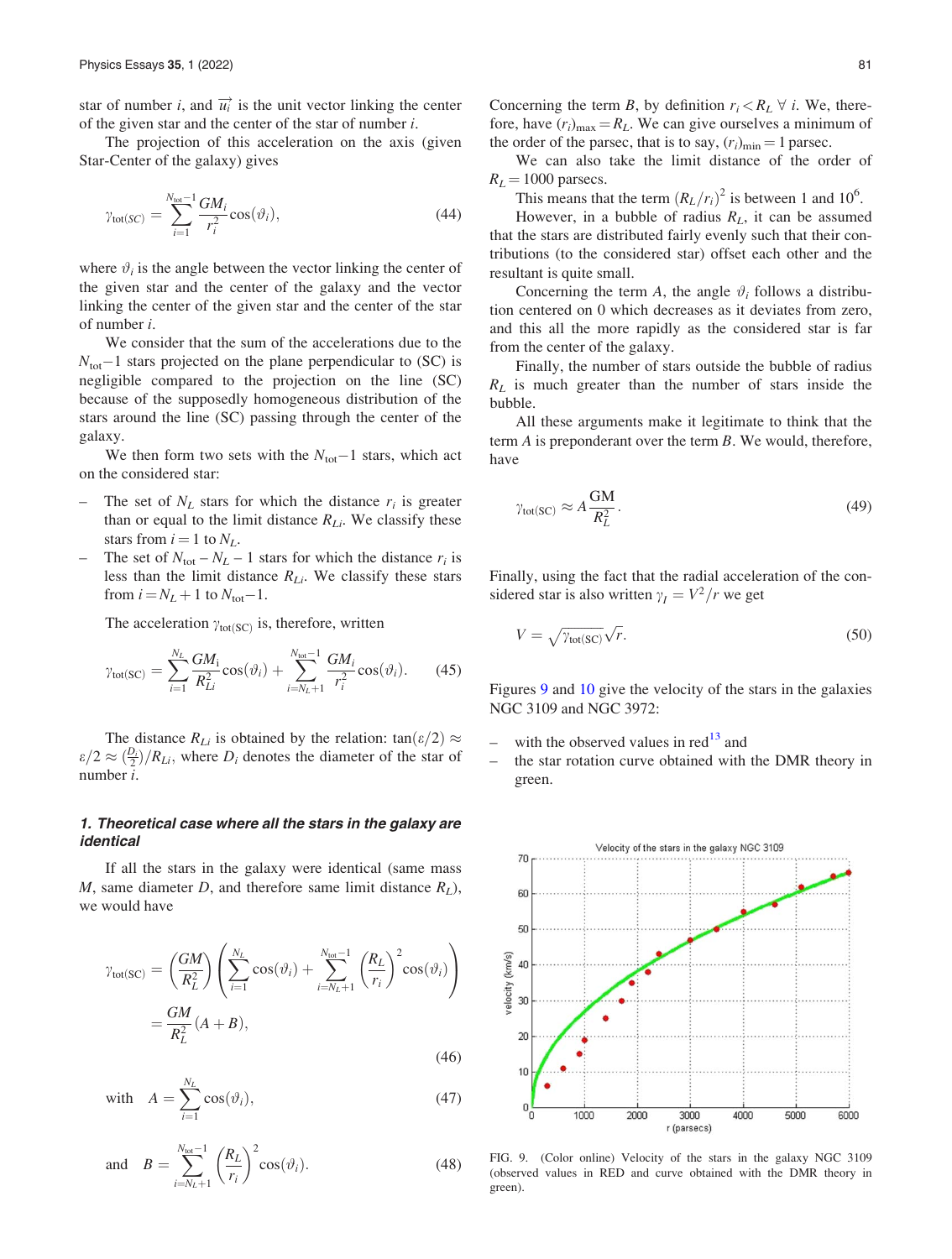star of number $i$, and $\overrightarrow{u_i}$ is the unit vector linking the center of the given star and the center of the star of number $i$.

The projection of this acceleration on the axis (given Star-Center of the galaxy) gives

$$\gamma_{\text{tot}(SC)} = \sum_{i=1}^{N_{\text{tot}}-1} \frac{GM_i}{r_i^2} \cos(\vartheta_i), \tag{44}$$

where $\vartheta_i$ is the angle between the vector linking the center of the given star and the center of the galaxy and the vector linking the center of the given star and the center of the star of number $i$.

We consider that the sum of the accelerations due to the $N_{\text{tot}}-1$ stars projected on the plane perpendicular to (SC) is negligible compared to the projection on the line (SC) because of the supposedly homogeneous distribution of the stars around the line (SC) passing through the center of the galaxy.

We then form two sets with the $N_{\text{tot}}-1$ stars, which act on the considered star:

– The set of $N_L$ stars for which the distance $r_i$ is greater than or equal to the limit distance $R_{Li}$. We classify these stars from $i = 1$ to $N_L$.
– The set of $N_{\text{tot}} - N_L - 1$ stars for which the distance $r_i$ is less than the limit distance $R_{Li}$. We classify these stars from $i = N_L + 1$ to $N_{\text{tot}}-1$.

The acceleration $\gamma_{\text{tot}(SC)}$ is, therefore, written

$$\gamma_{\text{tot}(SC)} = \sum_{i=1}^{N_L} \frac{GM_i}{R_{Li}^2} \cos(\vartheta_i) + \sum_{i=N_L+1}^{N_{\text{tot}}-1} \frac{GM_i}{r_i^2} \cos(\vartheta_i). \tag{45}$$

The distance $R_{Li}$ is obtained by the relation: $\tan(\varepsilon/2) \approx \varepsilon/2 \approx (\frac{D_i}{2})/R_{Li}$, where $D_i$ denotes the diameter of the star of number $i$.

### 1. *Theoretical case where all the stars in the galaxy are identical*

If all the stars in the galaxy were identical (same mass $M$, same diameter $D$, and therefore same limit distance $R_L$), we would have

$$\gamma_{\text{tot}(SC)} = \left(\frac{GM}{R_L^2}\right) \left( \sum_{i=1}^{N_L} \cos(\vartheta_i) + \sum_{i=N_L+1}^{N_{\text{tot}}-1} \left(\frac{R_L}{r_i}\right)^2 \cos(\vartheta_i) \right) = \frac{GM}{R_L^2}(A + B), \tag{46}$$

$$\text{with} \quad A = \sum_{i=1}^{N_L} \cos(\vartheta_i), \tag{47}$$

$$\text{and} \quad B = \sum_{i=N_L+1}^{N_{\text{tot}}-1} \left(\frac{R_L}{r_i}\right)^2 \cos(\vartheta_i). \tag{48}$$

Concerning the term $B$, by definition $r_i < R_L \ \forall\ i$. We, therefore, have $(r_i)_{\max} = R_L$. We can give ourselves a minimum of the order of the parsec, that is to say, $(r_i)_{\min} = 1$ parsec.

We can also take the limit distance of the order of $R_L = 1000$ parsecs.

This means that the term $(R_L/r_i)^2$ is between 1 and $10^6$.

However, in a bubble of radius $R_L$, it can be assumed that the stars are distributed fairly evenly such that their contributions (to the considered star) offset each other and the resultant is quite small.

Concerning the term $A$, the angle $\vartheta_i$ follows a distribution centered on 0 which decreases as it deviates from zero, and this all the more rapidly as the considered star is far from the center of the galaxy.

Finally, the number of stars outside the bubble of radius $R_L$ is much greater than the number of stars inside the bubble.

All these arguments make it legitimate to think that the term $A$ is preponderant over the term $B$. We would, therefore, have

$$\gamma_{\text{tot}(SC)} \approx A \frac{\text{GM}}{R_L^2}. \tag{49}$$

Finally, using the fact that the radial acceleration of the considered star is also written $\gamma_I = V^2/r$ we get

$$V = \sqrt{\gamma_{\text{tot}(SC)}}\sqrt{r}. \tag{50}$$

Figures 9 and 10 give the velocity of the stars in the galaxies NGC 3109 and NGC 3972:

– with the observed values in red[13] and
– the star rotation curve obtained with the DMR theory in green.

FIG. 9. (Color online) Velocity of the stars in the galaxy NGC 3109 (observed values in RED and curve obtained with the DMR theory in green).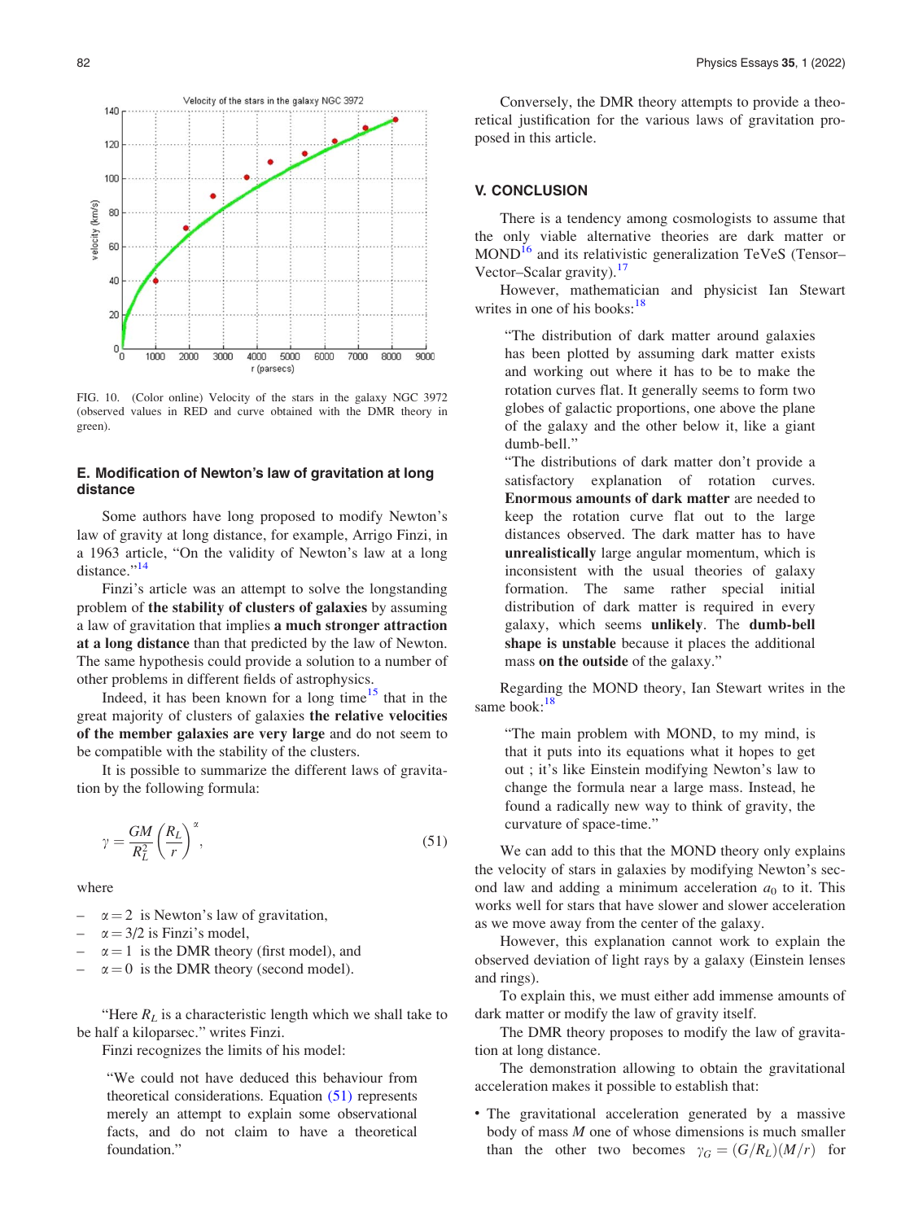FIG. 10. (Color online) Velocity of the stars in the galaxy NGC 3972 (observed values in RED and curve obtained with the DMR theory in green).

### E. Modification of Newton's law of gravitation at long distance

Some authors have long proposed to modify Newton's law of gravity at long distance, for example, Arrigo Finzi, in a 1963 article, "On the validity of Newton's law at a long distance."[14]

Finzi's article was an attempt to solve the longstanding problem of **the stability of clusters of galaxies** by assuming a law of gravitation that implies **a much stronger attraction at a long distance** than that predicted by the law of Newton. The same hypothesis could provide a solution to a number of other problems in different fields of astrophysics.

Indeed, it has been known for a long time[15] that in the great majority of clusters of galaxies **the relative velocities of the member galaxies are very large** and do not seem to be compatible with the stability of the clusters.

It is possible to summarize the different laws of gravitation by the following formula:

$$\gamma = \frac{GM}{R_L^2}\left(\frac{R_L}{r}\right)^{\alpha}, \tag{51}$$

where

- $\alpha = 2$ is Newton's law of gravitation,
- $\alpha = 3/2$ is Finzi's model,
- $\alpha = 1$ is the DMR theory (first model), and
- $\alpha = 0$ is the DMR theory (second model).

"Here $R_L$ is a characteristic length which we shall take to be half a kiloparsec." writes Finzi.

Finzi recognizes the limits of his model:

> "We could not have deduced this behaviour from theoretical considerations. Equation (51) represents merely an attempt to explain some observational facts, and do not claim to have a theoretical foundation."

Conversely, the DMR theory attempts to provide a theoretical justification for the various laws of gravitation proposed in this article.

## V. CONCLUSION

There is a tendency among cosmologists to assume that the only viable alternative theories are dark matter or MOND[16] and its relativistic generalization TeVeS (Tensor–Vector–Scalar gravity).[17]

However, mathematician and physicist Ian Stewart writes in one of his books:[18]

> "The distribution of dark matter around galaxies has been plotted by assuming dark matter exists and working out where it has to be to make the rotation curves flat. It generally seems to form two globes of galactic proportions, one above the plane of the galaxy and the other below it, like a giant dumb-bell."
>
> "The distributions of dark matter don't provide a satisfactory explanation of rotation curves. **Enormous amounts of dark matter** are needed to keep the rotation curve flat out to the large distances observed. The dark matter has to have **unrealistically** large angular momentum, which is inconsistent with the usual theories of galaxy formation. The same rather special initial distribution of dark matter is required in every galaxy, which seems **unlikely**. The **dumb-bell shape is unstable** because it places the additional mass **on the outside** of the galaxy."

Regarding the MOND theory, Ian Stewart writes in the same book:[18]

> "The main problem with MOND, to my mind, is that it puts into its equations what it hopes to get out ; it's like Einstein modifying Newton's law to change the formula near a large mass. Instead, he found a radically new way to think of gravity, the curvature of space-time."

We can add to this that the MOND theory only explains the velocity of stars in galaxies by modifying Newton's second law and adding a minimum acceleration $a_0$ to it. This works well for stars that have slower and slower acceleration as we move away from the center of the galaxy.

However, this explanation cannot work to explain the observed deviation of light rays by a galaxy (Einstein lenses and rings).

To explain this, we must either add immense amounts of dark matter or modify the law of gravity itself.

The DMR theory proposes to modify the law of gravitation at long distance.

The demonstration allowing to obtain the gravitational acceleration makes it possible to establish that:

- The gravitational acceleration generated by a massive body of mass $M$ one of whose dimensions is much smaller than the other two becomes $\gamma_G = (G/R_L)(M/r)$ for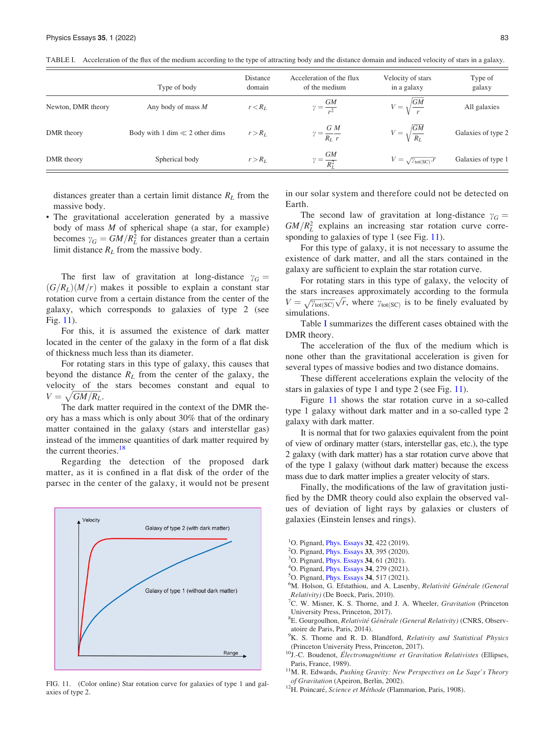TABLE I. Acceleration of the flux of the medium according to the type of attracting body and the distance domain and induced velocity of stars in a galaxy.

| | Type of body | Distance domain | Acceleration of the flux of the medium | Velocity of stars in a galaxy | Type of galaxy |
|---|---|---|---|---|---|
| Newton, DMR theory | Any body of mass $M$ | $r < R_L$ | $\gamma = \frac{GM}{r^2}$ | $V = \sqrt{\frac{GM}{r}}$ | All galaxies |
| DMR theory | Body with 1 dim $\ll$ 2 other dims | $r > R_L$ | $\gamma = \frac{G}{R_L}\frac{M}{r}$ | $V = \sqrt{\frac{GM}{R_L}}$ | Galaxies of type 2 |
| DMR theory | Spherical body | $r > R_L$ | $\gamma = \frac{GM}{R_L^2}$ | $V = \sqrt{\gamma_{\text{tot(SC)}}.r}$ | Galaxies of type 1 |

distances greater than a certain limit distance $R_L$ from the massive body.

- The gravitational acceleration generated by a massive body of mass $M$ of spherical shape (a star, for example) becomes $\gamma_G = GM/R_L^2$ for distances greater than a certain limit distance $R_L$ from the massive body.

The first law of gravitation at long-distance $\gamma_G = (G/R_L)(M/r)$ makes it possible to explain a constant star rotation curve from a certain distance from the center of the galaxy, which corresponds to galaxies of type 2 (see Fig. 11).

For this, it is assumed the existence of dark matter located in the center of the galaxy in the form of a flat disk of thickness much less than its diameter.

For rotating stars in this type of galaxy, this causes that beyond the distance $R_L$ from the center of the galaxy, the velocity of the stars becomes constant and equal to $V = \sqrt{GM/R_L}$.

The dark matter required in the context of the DMR theory has a mass which is only about 30% that of the ordinary matter contained in the galaxy (stars and interstellar gas) instead of the immense quantities of dark matter required by the current theories.[18]

Regarding the detection of the proposed dark matter, as it is confined in a flat disk of the order of the parsec in the center of the galaxy, it would not be present in our solar system and therefore could not be detected on Earth.

FIG. 11. (Color online) Star rotation curve for galaxies of type 1 and galaxies of type 2.

The second law of gravitation at long-distance $\gamma_G = GM/R_L^2$ explains an increasing star rotation curve corresponding to galaxies of type 1 (see Fig. 11).

For this type of galaxy, it is not necessary to assume the existence of dark matter, and all the stars contained in the galaxy are sufficient to explain the star rotation curve.

For rotating stars in this type of galaxy, the velocity of the stars increases approximately according to the formula $V = \sqrt{\gamma_{\text{tot(SC)}}}\sqrt{r}$, where $\gamma_{\text{tot(SC)}}$ is to be finely evaluated by simulations.

Table I summarizes the different cases obtained with the DMR theory.

The acceleration of the flux of the medium which is none other than the gravitational acceleration is given for several types of massive bodies and two distance domains.

These different accelerations explain the velocity of the stars in galaxies of type 1 and type 2 (see Fig. 11).

Figure 11 shows the star rotation curve in a so-called type 1 galaxy without dark matter and in a so-called type 2 galaxy with dark matter.

It is normal that for two galaxies equivalent from the point of view of ordinary matter (stars, interstellar gas, etc.), the type 2 galaxy (with dark matter) has a star rotation curve above that of the type 1 galaxy (without dark matter) because the excess mass due to dark matter implies a greater velocity of stars.

Finally, the modifications of the law of gravitation justified by the DMR theory could also explain the observed values of deviation of light rays by galaxies or clusters of galaxies (Einstein lenses and rings).

[1] O. Pignard, Phys. Essays **32**, 422 (2019).
[2] O. Pignard, Phys. Essays **33**, 395 (2020).
[3] O. Pignard, Phys. Essays **34**, 61 (2021).
[4] O. Pignard, Phys. Essays **34**, 279 (2021).
[5] O. Pignard, Phys. Essays **34**, 517 (2021).
[6] M. Holson, G. Efstathiou, and A. Lasenby, *Relativité Générale (General Relativity)* (De Boeck, Paris, 2010).
[7] C. W. Misner, K. S. Thorne, and J. A. Wheeler, *Gravitation* (Princeton University Press, Princeton, 2017).
[8] E. Gourgoulhon, *Relativité Générale (General Relativity)* (CNRS, Observatoire de Paris, Paris, 2014).
[9] K. S. Thorne and R. D. Blandford, *Relativity and Statistical Physics* (Princeton University Press, Princeton, 2017).
[10] J.-C. Boudenot, *Électromagnétisme et Gravitation Relativistes* (Ellipses, Paris, France, 1989).
[11] M. R. Edwards, *Pushing Gravity: New Perspectives on Le Sage's Theory of Gravitation* (Apeiron, Berlin, 2002).
[12] H. Poincaré, *Science et Méthode* (Flammarion, Paris, 1908).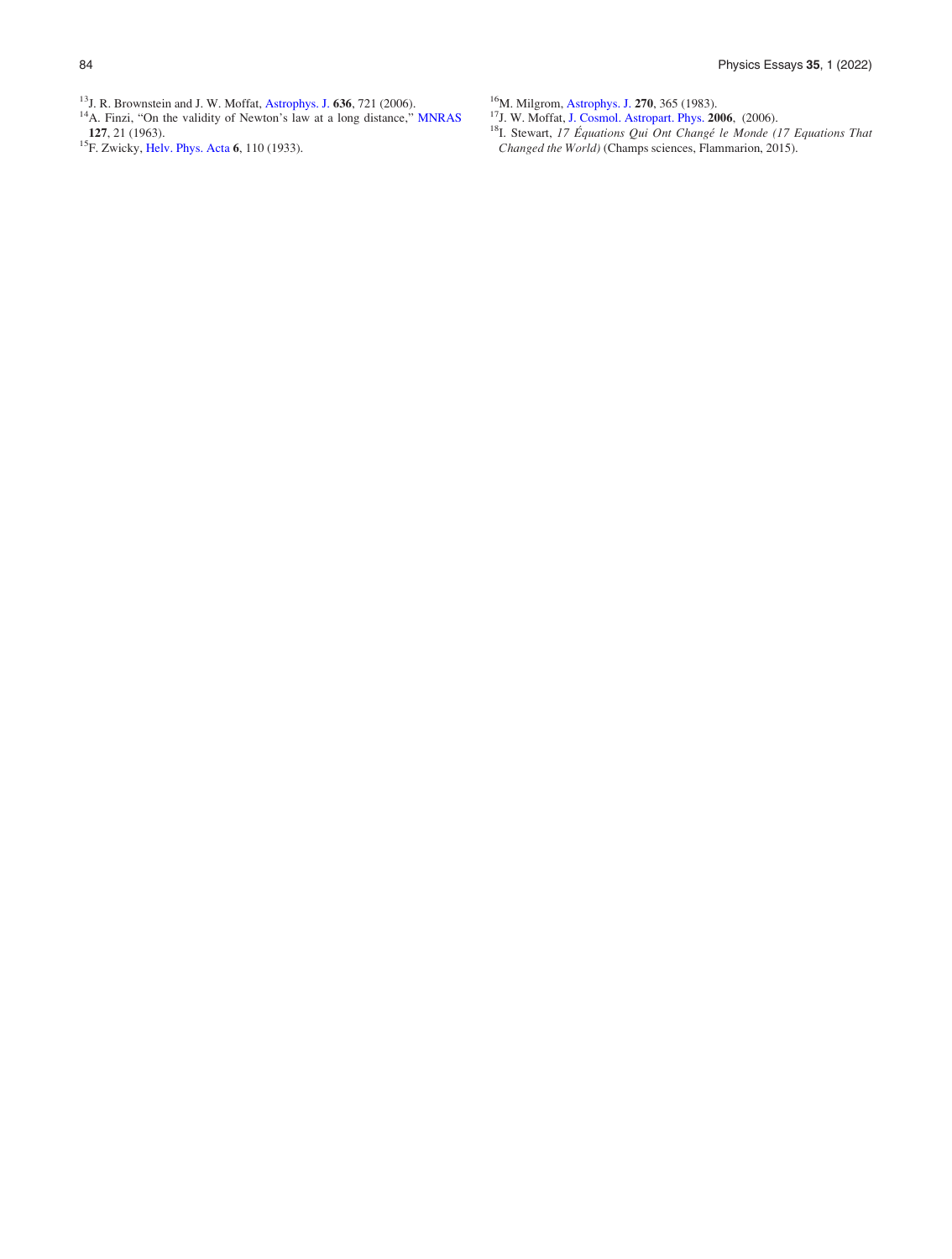[13]J. R. Brownstein and J. W. Moffat, Astrophys. J. **636**, 721 (2006).

[14]A. Finzi, "On the validity of Newton's law at a long distance," MNRAS **127**, 21 (1963).

[15]F. Zwicky, Helv. Phys. Acta **6**, 110 (1933).

[16]M. Milgrom, Astrophys. J. **270**, 365 (1983).

[17]J. W. Moffat, J. Cosmol. Astropart. Phys. **2006**, (2006).

[18]I. Stewart, *17 Équations Qui Ont Changé le Monde (17 Equations That Changed the World)* (Champs sciences, Flammarion, 2015).